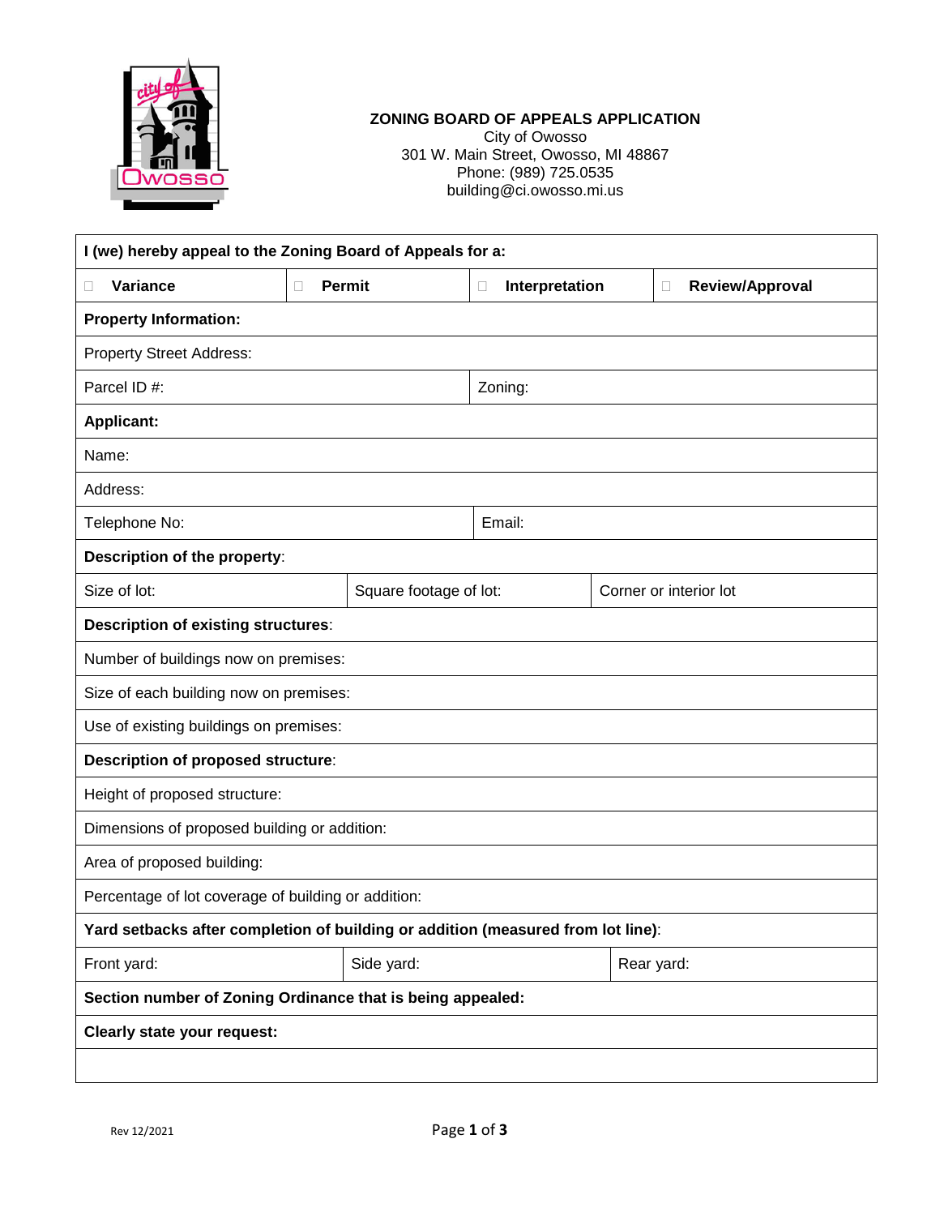**ZONING BOARD OF APPEALS APPLICATION**
City of Owosso
301 W. Main Street, Owosso, MI 48867
Phone: (989) 725.0535
building@ci.owosso.mi.us

| | | | |
|---|---|---|---|
| **I (we) hereby appeal to the Zoning Board of Appeals for a:** | | | |
| ☐ **Variance** | ☐ **Permit** | ☐ **Interpretation** | ☐ **Review/Approval** |
| **Property Information:** | | | |
| Property Street Address: | | | |
| Parcel ID #: | | Zoning: | |
| **Applicant:** | | | |
| Name: | | | |
| Address: | | | |
| Telephone No: | | Email: | |
| **Description of the property**: | | | |
| Size of lot: | Square footage of lot: | Corner or interior lot | |
| **Description of existing structures**: | | | |
| Number of buildings now on premises: | | | |
| Size of each building now on premises: | | | |
| Use of existing buildings on premises: | | | |
| **Description of proposed structure**: | | | |
| Height of proposed structure: | | | |
| Dimensions of proposed building or addition: | | | |
| Area of proposed building: | | | |
| Percentage of lot coverage of building or addition: | | | |
| **Yard setbacks after completion of building or addition (measured from lot line)**: | | | |
| Front yard: | Side yard: | Rear yard: | |
| **Section number of Zoning Ordinance that is being appealed:** | | | |
| **Clearly state your request:** | | | |
| | | | |

Rev 12/2021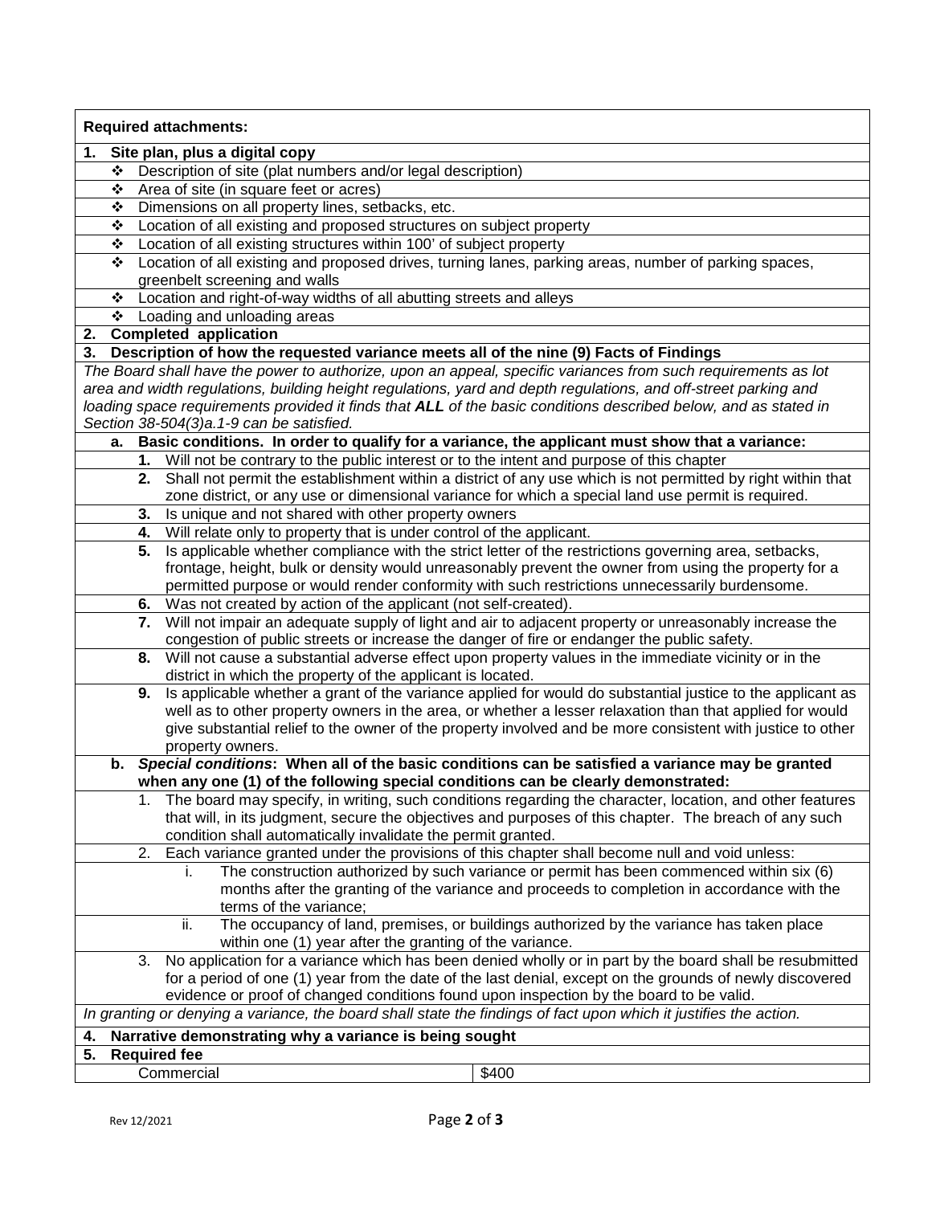**Required attachments:**

**1. Site plan, plus a digital copy**

- Description of site (plat numbers and/or legal description)
- Area of site (in square feet or acres)
- Dimensions on all property lines, setbacks, etc.
- Location of all existing and proposed structures on subject property
- Location of all existing structures within 100' of subject property
- Location of all existing and proposed drives, turning lanes, parking areas, number of parking spaces, greenbelt screening and walls
- Location and right-of-way widths of all abutting streets and alleys
- Loading and unloading areas

**2. Completed application**

**3. Description of how the requested variance meets all of the nine (9) Facts of Findings**

*The Board shall have the power to authorize, upon an appeal, specific variances from such requirements as lot area and width regulations, building height regulations, yard and depth regulations, and off-street parking and loading space requirements provided it finds that* ***ALL*** *of the basic conditions described below, and as stated in Section 38-504(3)a.1-9 can be satisfied.*

**a. Basic conditions. In order to qualify for a variance, the applicant must show that a variance:**

1. Will not be contrary to the public interest or to the intent and purpose of this chapter
2. Shall not permit the establishment within a district of any use which is not permitted by right within that zone district, or any use or dimensional variance for which a special land use permit is required.
3. Is unique and not shared with other property owners
4. Will relate only to property that is under control of the applicant.
5. Is applicable whether compliance with the strict letter of the restrictions governing area, setbacks, frontage, height, bulk or density would unreasonably prevent the owner from using the property for a permitted purpose or would render conformity with such restrictions unnecessarily burdensome.
6. Was not created by action of the applicant (not self-created).
7. Will not impair an adequate supply of light and air to adjacent property or unreasonably increase the congestion of public streets or increase the danger of fire or endanger the public safety.
8. Will not cause a substantial adverse effect upon property values in the immediate vicinity or in the district in which the property of the applicant is located.
9. Is applicable whether a grant of the variance applied for would do substantial justice to the applicant as well as to other property owners in the area, or whether a lesser relaxation than that applied for would give substantial relief to the owner of the property involved and be more consistent with justice to other property owners.

**b.** ***Special conditions*****: When all of the basic conditions can be satisfied a variance may be granted when any one (1) of the following special conditions can be clearly demonstrated:**

1. The board may specify, in writing, such conditions regarding the character, location, and other features that will, in its judgment, secure the objectives and purposes of this chapter. The breach of any such condition shall automatically invalidate the permit granted.
2. Each variance granted under the provisions of this chapter shall become null and void unless:
   i. The construction authorized by such variance or permit has been commenced within six (6) months after the granting of the variance and proceeds to completion in accordance with the terms of the variance;
   ii. The occupancy of land, premises, or buildings authorized by the variance has taken place within one (1) year after the granting of the variance.
3. No application for a variance which has been denied wholly or in part by the board shall be resubmitted for a period of one (1) year from the date of the last denial, except on the grounds of newly discovered evidence or proof of changed conditions found upon inspection by the board to be valid.

*In granting or denying a variance, the board shall state the findings of fact upon which it justifies the action.*

**4. Narrative demonstrating why a variance is being sought**

**5. Required fee**

| | |
|---|---|
| Commercial | $400 |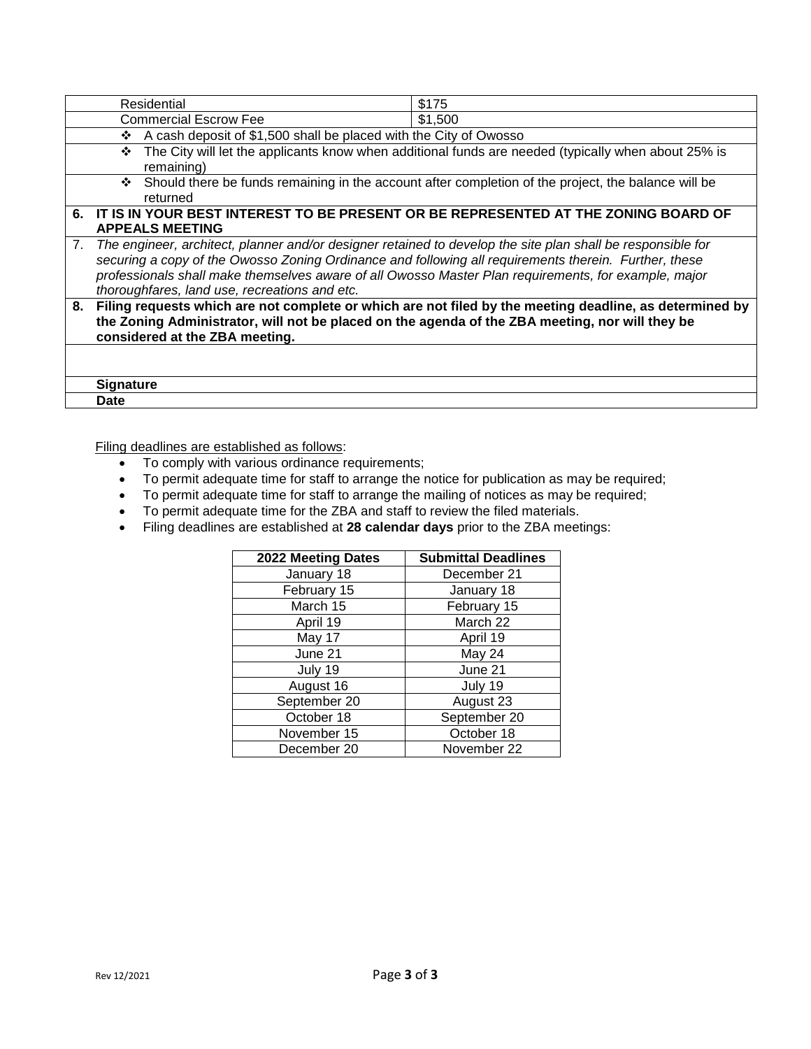| | |
|---|---|
| Residential | $175 |
| Commercial Escrow Fee | $1,500 |

- A cash deposit of $1,500 shall be placed with the City of Owosso
- The City will let the applicants know when additional funds are needed (typically when about 25% is remaining)
- Should there be funds remaining in the account after completion of the project, the balance will be returned

**6. IT IS IN YOUR BEST INTEREST TO BE PRESENT OR BE REPRESENTED AT THE ZONING BOARD OF APPEALS MEETING**

7. *The engineer, architect, planner and/or designer retained to develop the site plan shall be responsible for securing a copy of the Owosso Zoning Ordinance and following all requirements therein. Further, these professionals shall make themselves aware of all Owosso Master Plan requirements, for example, major thoroughfares, land use, recreations and etc.*

**8. Filing requests which are not complete or which are not filed by the meeting deadline, as determined by the Zoning Administrator, will not be placed on the agenda of the ZBA meeting, nor will they be considered at the ZBA meeting.**

**Signature**

**Date**

Filing deadlines are established as follows:

- To comply with various ordinance requirements;
- To permit adequate time for staff to arrange the notice for publication as may be required;
- To permit adequate time for staff to arrange the mailing of notices as may be required;
- To permit adequate time for the ZBA and staff to review the filed materials.
- Filing deadlines are established at **28 calendar days** prior to the ZBA meetings:

| 2022 Meeting Dates | Submittal Deadlines |
|---|---|
| January 18 | December 21 |
| February 15 | January 18 |
| March 15 | February 15 |
| April 19 | March 22 |
| May 17 | April 19 |
| June 21 | May 24 |
| July 19 | June 21 |
| August 16 | July 19 |
| September 20 | August 23 |
| October 18 | September 20 |
| November 15 | October 18 |
| December 20 | November 22 |

Rev 12/2021